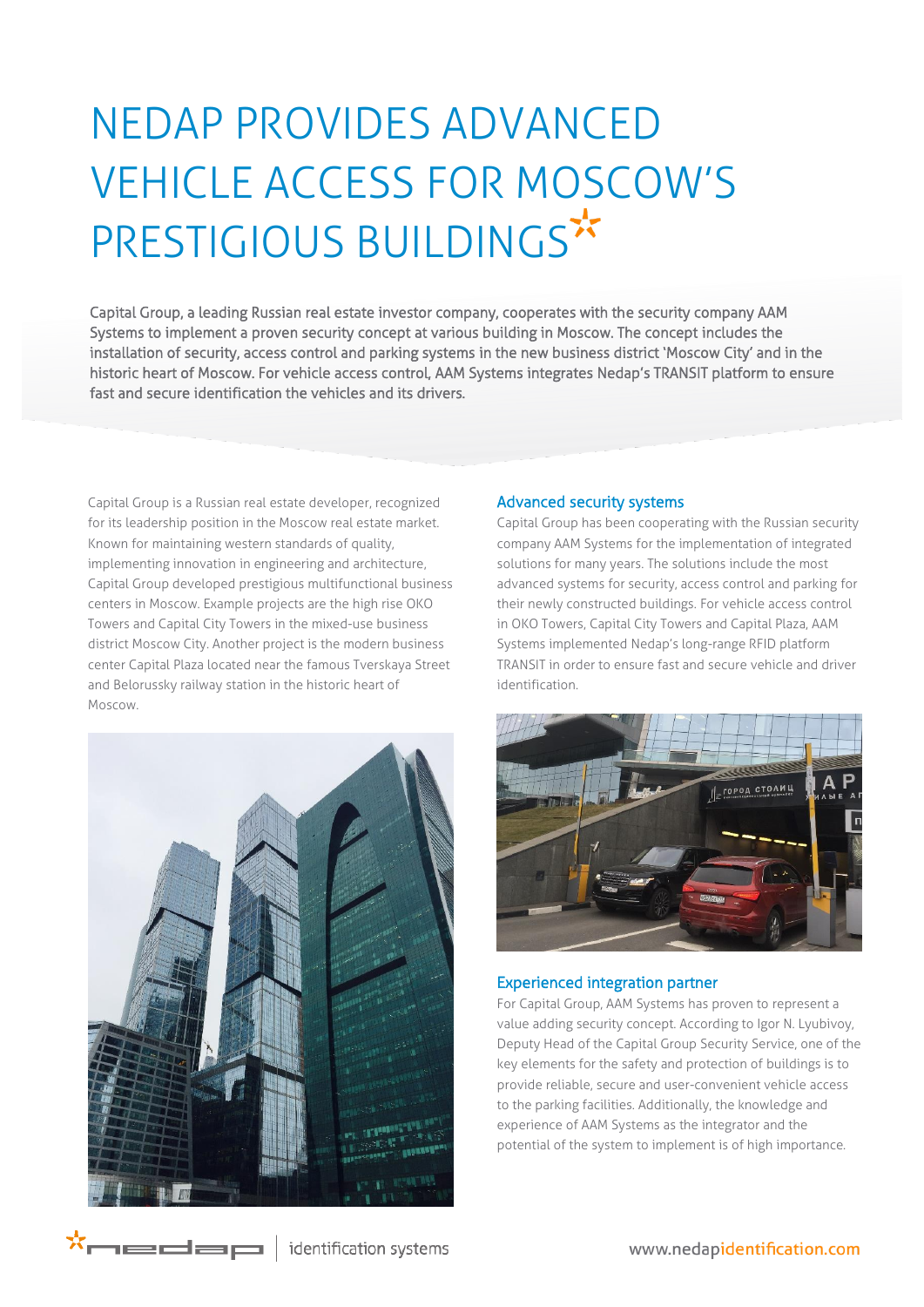# NEDAP PROVIDES ADVANCED VEHICLE ACCESS FOR MOSCOW'S PRESTIGIOUS BUILDINGS

**Capital Group, a leading Russian real estate investor company, cooperates with the security company AAM Systems to implement a proven security concept at various building in Moscow. The concept includes the installation of security, access control and parking systems in the new business district 'Moscow City' and in the historic heart of Moscow. For vehicle access control, AAM Systems integrates Nedap's TRANSIT platform to ensure fast and secure identification the vehicles and its drivers.**

Capital Group is a Russian real estate developer, recognized for its leadership position in the Moscow real estate market. Known for maintaining western standards of quality, implementing innovation in engineering and architecture, Capital Group developed prestigious multifunctional business centers in Moscow. Example projects are the high rise OKO Towers and Capital City Towers in the mixed-use business district Moscow City. Another project is the modern business center Capital Plaza located near the famous Tverskaya Street and Belorussky railway station in the historic heart of Moscow.

## Advanced security systems

Capital Group has been cooperating with the Russian security company AAM Systems for the implementation of integrated solutions for many years. The solutions include the most advanced systems for security, access control and parking for their newly constructed buildings. For vehicle access control in OKO Towers, Capital City Towers and Capital Plaza, AAM Systems implemented Nedap's long-range RFID platform TRANSIT in order to ensure fast and secure vehicle and driver identification.

## Experienced integration partner

For Capital Group, AAM Systems has proven to represent a value adding security concept. According to Igor N. Lyubivoy, Deputy Head of the Capital Group Security Service, one of the key elements for the safety and protection of buildings is to provide reliable, secure and user-convenient vehicle access to the parking facilities. Additionally, the knowledge and experience of AAM Systems as the integrator and the potential of the system to implement is of high importance.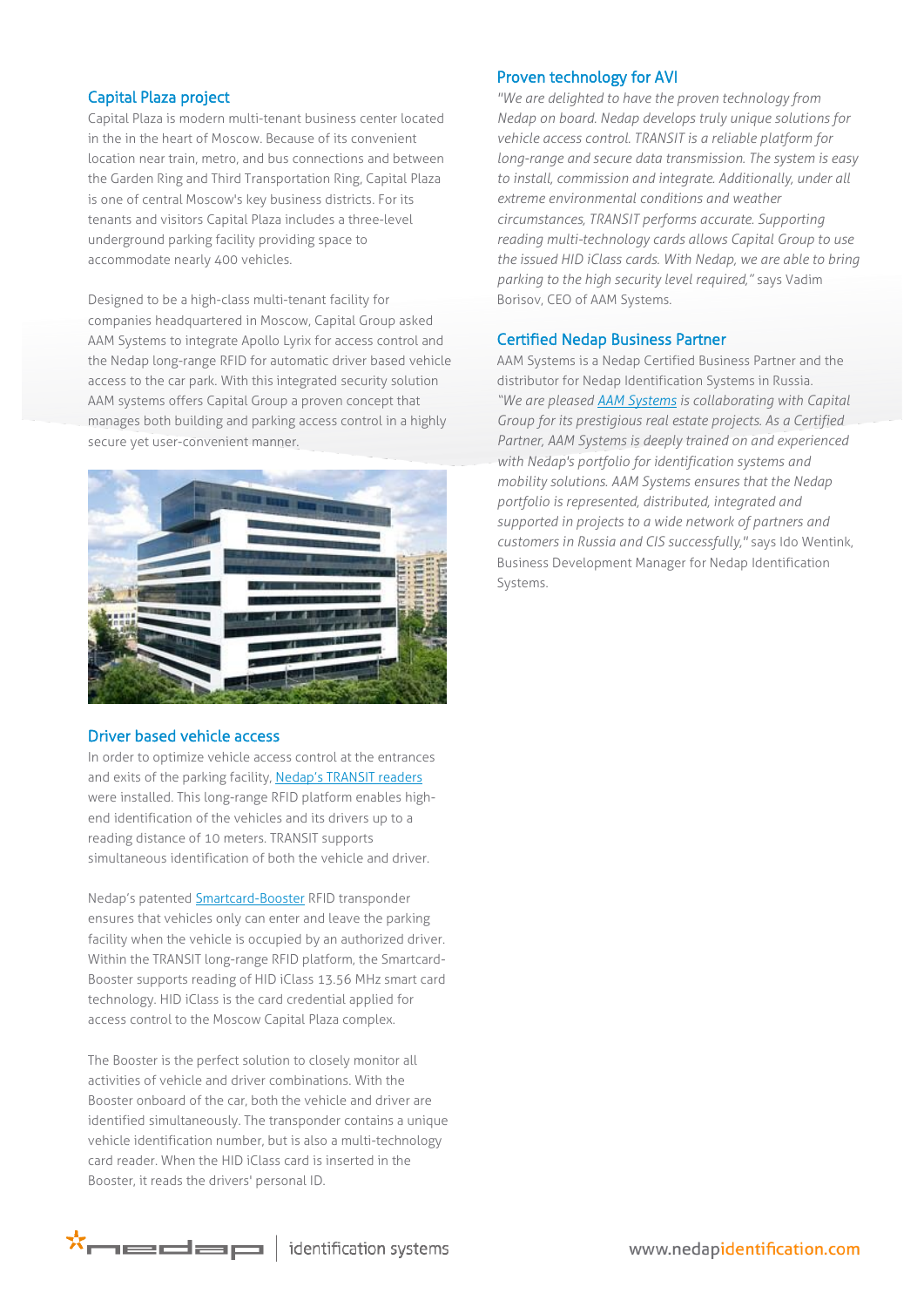## Capital Plaza project

Capital Plaza is modern multi-tenant business center located in the in the heart of Moscow. Because of its convenient location near train, metro, and bus connections and between the Garden Ring and Third Transportation Ring, Capital Plaza is one of central Moscow's key business districts. For its tenants and visitors Capital Plaza includes a three-level underground parking facility providing space to accommodate nearly 400 vehicles.

Designed to be a high-class multi-tenant facility for companies headquartered in Moscow, Capital Group asked AAM Systems to integrate Apollo Lyrix for access control and the Nedap long-range RFID for automatic driver based vehicle access to the car park. With this integrated security solution AAM systems offers Capital Group a proven concept that manages both building and parking access control in a highly secure yet user-convenient manner.

## Driver based vehicle access

In order to optimize vehicle access control at the entrances and exits of the parking facility, Nedap's TRANSIT readers were installed. This long-range RFID platform enables high-end identification of the vehicles and its drivers up to a reading distance of 10 meters. TRANSIT supports simultaneous identification of both the vehicle and driver.

Nedap's patented Smartcard-Booster RFID transponder ensures that vehicles only can enter and leave the parking facility when the vehicle is occupied by an authorized driver. Within the TRANSIT long-range RFID platform, the Smartcard-Booster supports reading of HID iClass 13.56 MHz smart card technology. HID iClass is the card credential applied for access control to the Moscow Capital Plaza complex.

The Booster is the perfect solution to closely monitor all activities of vehicle and driver combinations. With the Booster onboard of the car, both the vehicle and driver are identified simultaneously. The transponder contains a unique vehicle identification number, but is also a multi-technology card reader. When the HID iClass card is inserted in the Booster, it reads the drivers' personal ID.

## Proven technology for AVI

*"We are delighted to have the proven technology from Nedap on board. Nedap develops truly unique solutions for vehicle access control. TRANSIT is a reliable platform for long-range and secure data transmission. The system is easy to install, commission and integrate. Additionally, under all extreme environmental conditions and weather circumstances, TRANSIT performs accurate. Supporting reading multi-technology cards allows Capital Group to use the issued HID iClass cards. With Nedap, we are able to bring parking to the high security level required,"* says Vadim Borisov, CEO of AAM Systems.

## Certified Nedap Business Partner

AAM Systems is a Nedap Certified Business Partner and the distributor for Nedap Identification Systems in Russia. *"We are pleased AAM Systems is collaborating with Capital Group for its prestigious real estate projects. As a Certified Partner, AAM Systems is deeply trained on and experienced with Nedap's portfolio for identification systems and mobility solutions. AAM Systems ensures that the Nedap portfolio is represented, distributed, integrated and supported in projects to a wide network of partners and customers in Russia and CIS successfully,"* says Ido Wentink, Business Development Manager for Nedap Identification Systems.